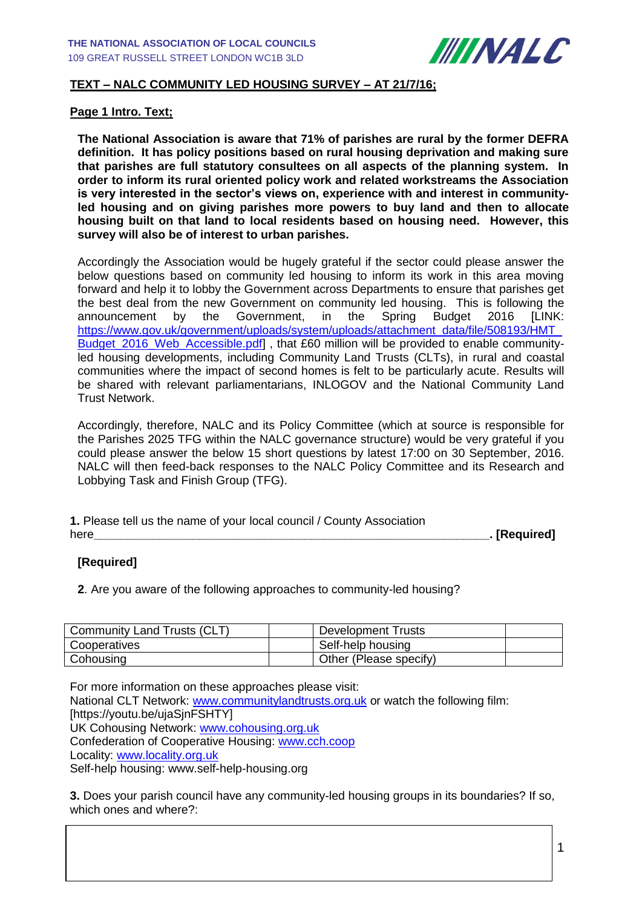THE NATIONAL ASSOCIATION OF LOCAL COUNCILS
109 GREAT RUSSELL STREET LONDON WC1B 3LD

NALC

**TEXT – NALC COMMUNITY LED HOUSING SURVEY – AT 21/7/16;**

**Page 1 Intro. Text;**

**The National Association is aware that 71% of parishes are rural by the former DEFRA definition. It has policy positions based on rural housing deprivation and making sure that parishes are full statutory consultees on all aspects of the planning system. In order to inform its rural oriented policy work and related workstreams the Association is very interested in the sector's views on, experience with and interest in community-led housing and on giving parishes more powers to buy land and then to allocate housing built on that land to local residents based on housing need. However, this survey will also be of interest to urban parishes.**

Accordingly the Association would be hugely grateful if the sector could please answer the below questions based on community led housing to inform its work in this area moving forward and help it to lobby the Government across Departments to ensure that parishes get the best deal from the new Government on community led housing. This is following the announcement by the Government, in the Spring Budget 2016 [LINK: https://www.gov.uk/government/uploads/system/uploads/attachment_data/file/508193/HMT_Budget_2016_Web_Accessible.pdf] , that £60 million will be provided to enable community-led housing developments, including Community Land Trusts (CLTs), in rural and coastal communities where the impact of second homes is felt to be particularly acute. Results will be shared with relevant parliamentarians, INLOGOV and the National Community Land Trust Network.

Accordingly, therefore, NALC and its Policy Committee (which at source is responsible for the Parishes 2025 TFG within the NALC governance structure) would be very grateful if you could please answer the below 15 short questions by latest 17:00 on 30 September, 2016. NALC will then feed-back responses to the NALC Policy Committee and its Research and Lobbying Task and Finish Group (TFG).

**1.** Please tell us the name of your local council / County Association here________________________________________________________________. **[Required]**

**[Required]**

**2**. Are you aware of the following approaches to community-led housing?

| Community Land Trusts (CLT) | | Development Trusts | |
|---|---|---|---|
| Cooperatives | | Self-help housing | |
| Cohousing | | Other (Please specify) | |

For more information on these approaches please visit:
National CLT Network: www.communitylandtrusts.org.uk or watch the following film: [https://youtu.be/ujaSjnFSHTY]
UK Cohousing Network: www.cohousing.org.uk
Confederation of Cooperative Housing: www.cch.coop
Locality: www.locality.org.uk
Self-help housing: www.self-help-housing.org

**3.** Does your parish council have any community-led housing groups in its boundaries? If so, which ones and where?: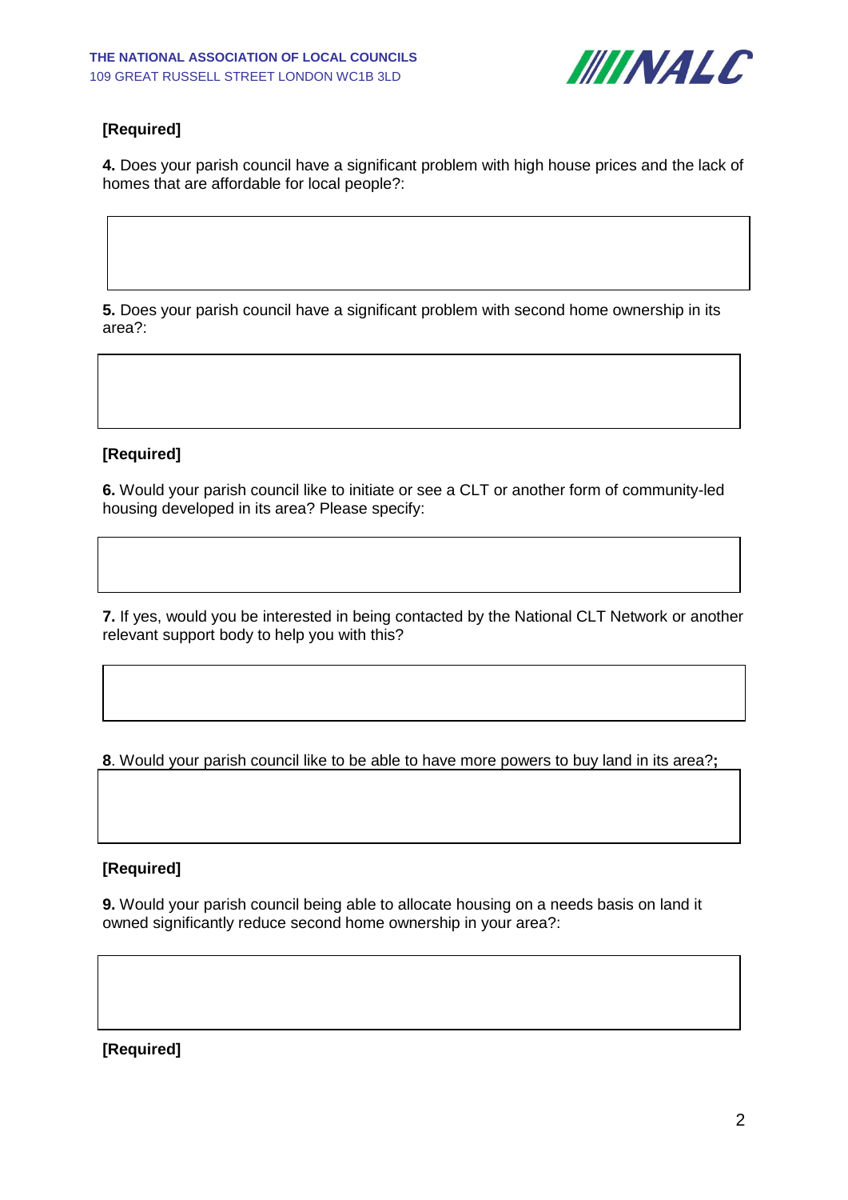**[Required]**

**4.** Does your parish council have a significant problem with high house prices and the lack of homes that are affordable for local people?:

**5.** Does your parish council have a significant problem with second home ownership in its area?:

**[Required]**

**6.** Would your parish council like to initiate or see a CLT or another form of community-led housing developed in its area? Please specify:

**7.** If yes, would you be interested in being contacted by the National CLT Network or another relevant support body to help you with this?

**8**. Would your parish council like to be able to have more powers to buy land in its area?**;**

**[Required]**

**9.** Would your parish council being able to allocate housing on a needs basis on land it owned significantly reduce second home ownership in your area?:

**[Required]**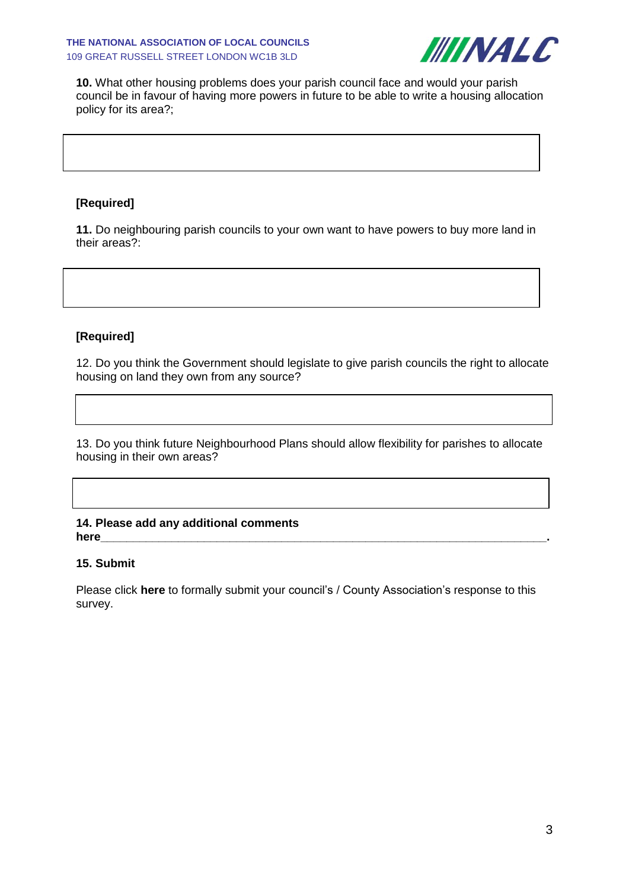**10.** What other housing problems does your parish council face and would your parish council be in favour of having more powers in future to be able to write a housing allocation policy for its area?;

**[Required]**

**11.** Do neighbouring parish councils to your own want to have powers to buy more land in their areas?:

**[Required]**

12. Do you think the Government should legislate to give parish councils the right to allocate housing on land they own from any source?

13. Do you think future Neighbourhood Plans should allow flexibility for parishes to allocate housing in their own areas?

**14. Please add any additional comments here_____________________________________________________________________.**

**15. Submit**

Please click **here** to formally submit your council's / County Association's response to this survey.